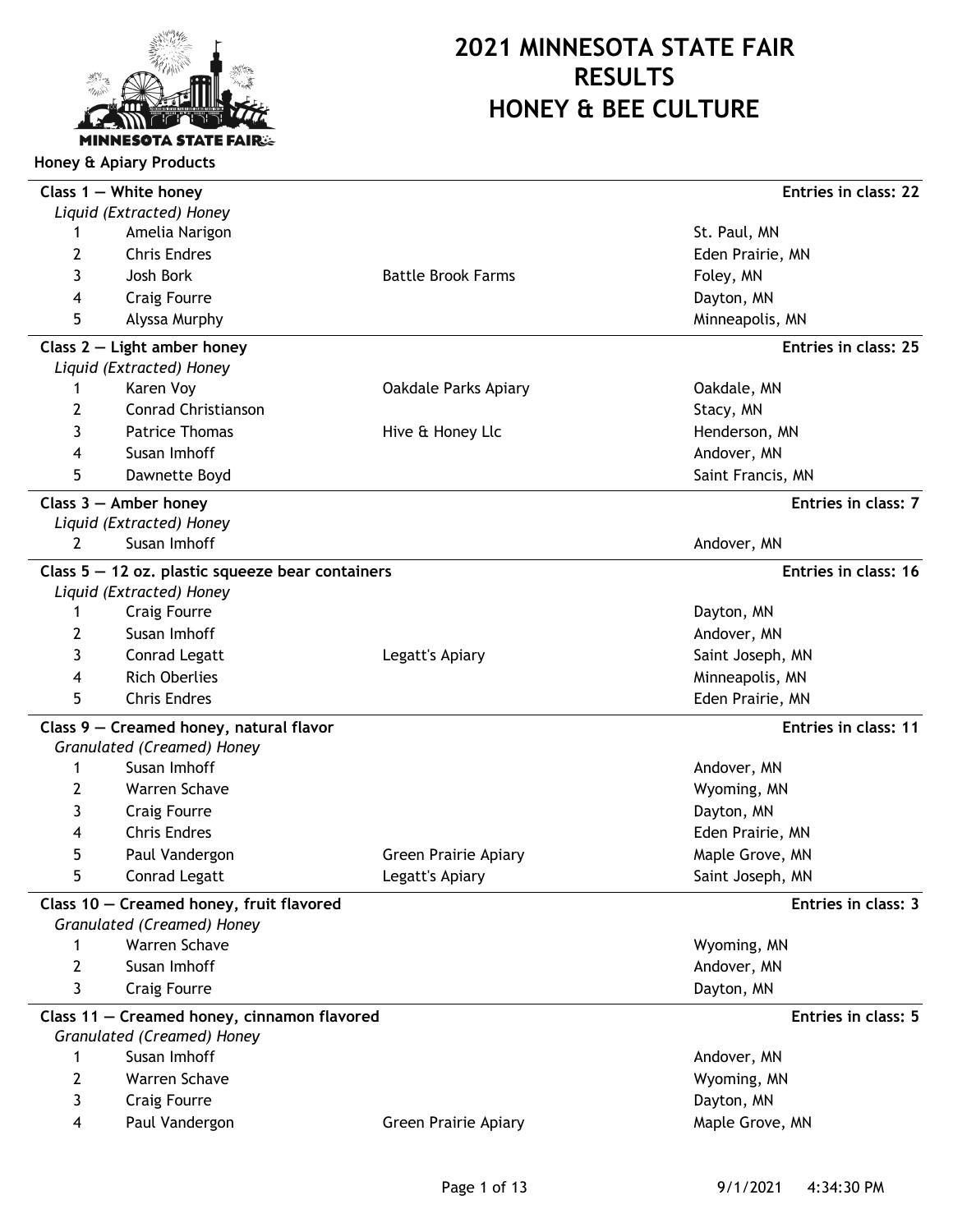# 2021 MINNESOTA STATE FAIR RESULTS HONEY & BEE CULTURE

## Honey & Apiary Products

### Class 1 — White honey

**Entries in class: 22**

*Liquid (Extracted) Honey*

| Place | Name | Business | Location |
|---|---|---|---|
| 1 | Amelia Narigon | | St. Paul, MN |
| 2 | Chris Endres | | Eden Prairie, MN |
| 3 | Josh Bork | Battle Brook Farms | Foley, MN |
| 4 | Craig Fourre | | Dayton, MN |
| 5 | Alyssa Murphy | | Minneapolis, MN |

### Class 2 — Light amber honey

**Entries in class: 25**

*Liquid (Extracted) Honey*

| Place | Name | Business | Location |
|---|---|---|---|
| 1 | Karen Voy | Oakdale Parks Apiary | Oakdale, MN |
| 2 | Conrad Christianson | | Stacy, MN |
| 3 | Patrice Thomas | Hive & Honey Llc | Henderson, MN |
| 4 | Susan Imhoff | | Andover, MN |
| 5 | Dawnette Boyd | | Saint Francis, MN |

### Class 3 — Amber honey

**Entries in class: 7**

*Liquid (Extracted) Honey*

| Place | Name | Business | Location |
|---|---|---|---|
| 2 | Susan Imhoff | | Andover, MN |

### Class 5 — 12 oz. plastic squeeze bear containers

**Entries in class: 16**

*Liquid (Extracted) Honey*

| Place | Name | Business | Location |
|---|---|---|---|
| 1 | Craig Fourre | | Dayton, MN |
| 2 | Susan Imhoff | | Andover, MN |
| 3 | Conrad Legatt | Legatt's Apiary | Saint Joseph, MN |
| 4 | Rich Oberlies | | Minneapolis, MN |
| 5 | Chris Endres | | Eden Prairie, MN |

### Class 9 — Creamed honey, natural flavor

**Entries in class: 11**

*Granulated (Creamed) Honey*

| Place | Name | Business | Location |
|---|---|---|---|
| 1 | Susan Imhoff | | Andover, MN |
| 2 | Warren Schave | | Wyoming, MN |
| 3 | Craig Fourre | | Dayton, MN |
| 4 | Chris Endres | | Eden Prairie, MN |
| 5 | Paul Vandergon | Green Prairie Apiary | Maple Grove, MN |
| 5 | Conrad Legatt | Legatt's Apiary | Saint Joseph, MN |

### Class 10 — Creamed honey, fruit flavored

**Entries in class: 3**

*Granulated (Creamed) Honey*

| Place | Name | Business | Location |
|---|---|---|---|
| 1 | Warren Schave | | Wyoming, MN |
| 2 | Susan Imhoff | | Andover, MN |
| 3 | Craig Fourre | | Dayton, MN |

### Class 11 — Creamed honey, cinnamon flavored

**Entries in class: 5**

*Granulated (Creamed) Honey*

| Place | Name | Business | Location |
|---|---|---|---|
| 1 | Susan Imhoff | | Andover, MN |
| 2 | Warren Schave | | Wyoming, MN |
| 3 | Craig Fourre | | Dayton, MN |
| 4 | Paul Vandergon | Green Prairie Apiary | Maple Grove, MN |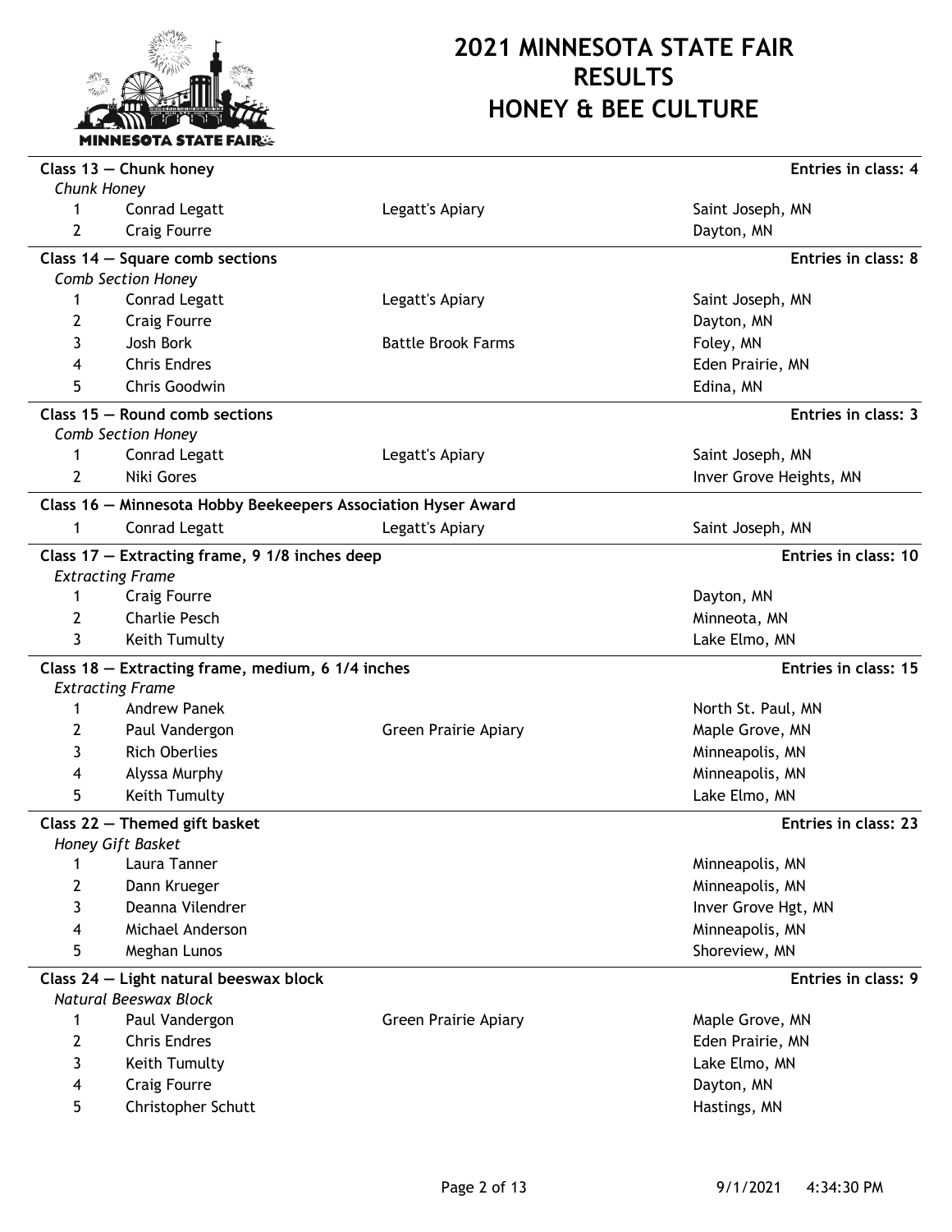# 2021 MINNESOTA STATE FAIR RESULTS HONEY & BEE CULTURE

## Class 13 — Chunk honey

**Entries in class: 4**

*Chunk Honey*

| Place | Name | Business | Location |
|---|---|---|---|
| 1 | Conrad Legatt | Legatt's Apiary | Saint Joseph, MN |
| 2 | Craig Fourre | | Dayton, MN |

## Class 14 — Square comb sections

**Entries in class: 8**

*Comb Section Honey*

| Place | Name | Business | Location |
|---|---|---|---|
| 1 | Conrad Legatt | Legatt's Apiary | Saint Joseph, MN |
| 2 | Craig Fourre | | Dayton, MN |
| 3 | Josh Bork | Battle Brook Farms | Foley, MN |
| 4 | Chris Endres | | Eden Prairie, MN |
| 5 | Chris Goodwin | | Edina, MN |

## Class 15 — Round comb sections

**Entries in class: 3**

*Comb Section Honey*

| Place | Name | Business | Location |
|---|---|---|---|
| 1 | Conrad Legatt | Legatt's Apiary | Saint Joseph, MN |
| 2 | Niki Gores | | Inver Grove Heights, MN |

## Class 16 — Minnesota Hobby Beekeepers Association Hyser Award

| Place | Name | Business | Location |
|---|---|---|---|
| 1 | Conrad Legatt | Legatt's Apiary | Saint Joseph, MN |

## Class 17 — Extracting frame, 9 1/8 inches deep

**Entries in class: 10**

*Extracting Frame*

| Place | Name | Business | Location |
|---|---|---|---|
| 1 | Craig Fourre | | Dayton, MN |
| 2 | Charlie Pesch | | Minneota, MN |
| 3 | Keith Tumulty | | Lake Elmo, MN |

## Class 18 — Extracting frame, medium, 6 1/4 inches

**Entries in class: 15**

*Extracting Frame*

| Place | Name | Business | Location |
|---|---|---|---|
| 1 | Andrew Panek | | North St. Paul, MN |
| 2 | Paul Vandergon | Green Prairie Apiary | Maple Grove, MN |
| 3 | Rich Oberlies | | Minneapolis, MN |
| 4 | Alyssa Murphy | | Minneapolis, MN |
| 5 | Keith Tumulty | | Lake Elmo, MN |

## Class 22 — Themed gift basket

**Entries in class: 23**

*Honey Gift Basket*

| Place | Name | Business | Location |
|---|---|---|---|
| 1 | Laura Tanner | | Minneapolis, MN |
| 2 | Dann Krueger | | Minneapolis, MN |
| 3 | Deanna Vilendrer | | Inver Grove Hgt, MN |
| 4 | Michael Anderson | | Minneapolis, MN |
| 5 | Meghan Lunos | | Shoreview, MN |

## Class 24 — Light natural beeswax block

**Entries in class: 9**

*Natural Beeswax Block*

| Place | Name | Business | Location |
|---|---|---|---|
| 1 | Paul Vandergon | Green Prairie Apiary | Maple Grove, MN |
| 2 | Chris Endres | | Eden Prairie, MN |
| 3 | Keith Tumulty | | Lake Elmo, MN |
| 4 | Craig Fourre | | Dayton, MN |
| 5 | Christopher Schutt | | Hastings, MN |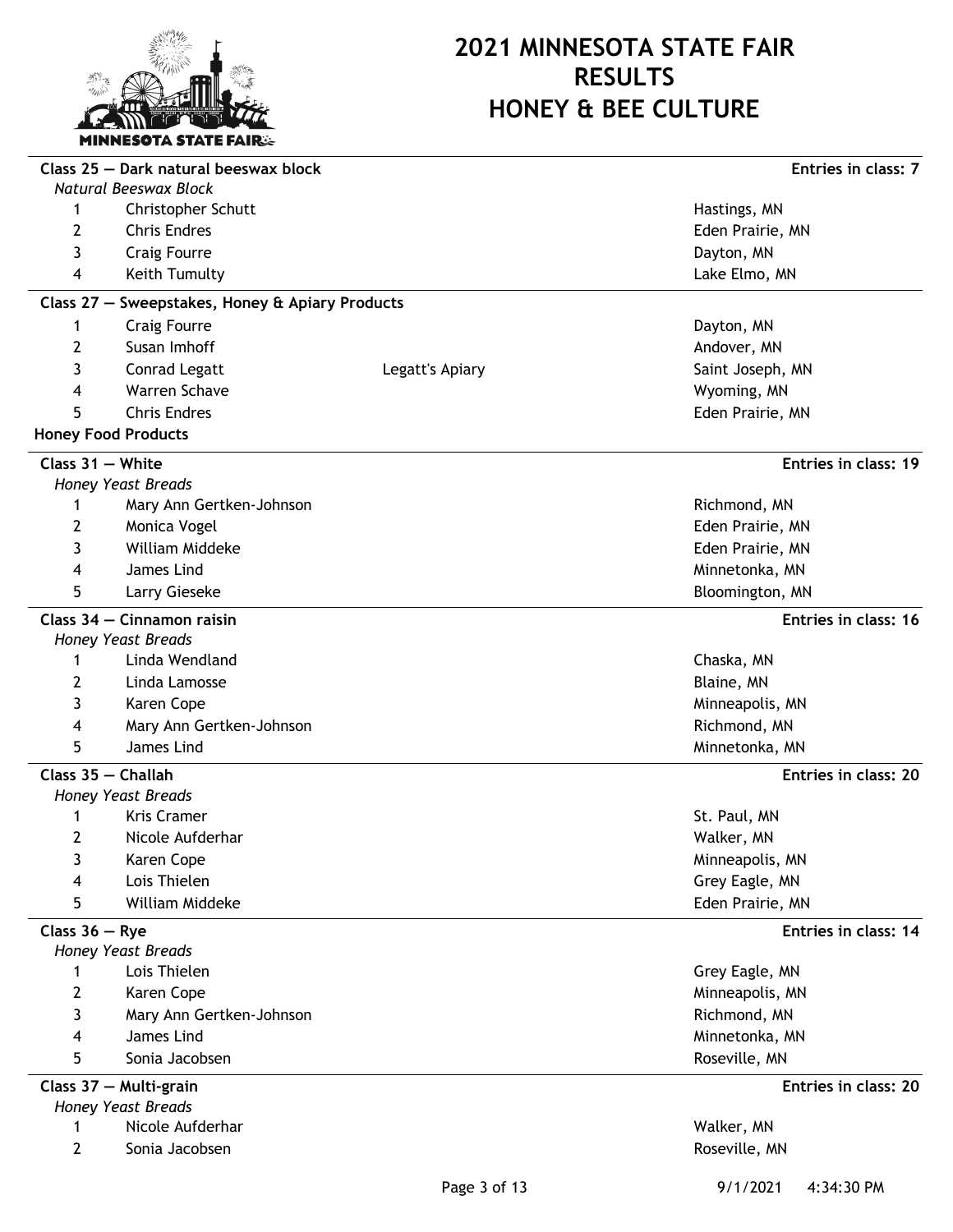# 2021 MINNESOTA STATE FAIR RESULTS
# HONEY & BEE CULTURE

**Class 25 — Dark natural beeswax block** — **Entries in class: 7**

*Natural Beeswax Block*

| Place | Name | Organization | Location |
|---|---|---|---|
| 1 | Christopher Schutt | | Hastings, MN |
| 2 | Chris Endres | | Eden Prairie, MN |
| 3 | Craig Fourre | | Dayton, MN |
| 4 | Keith Tumulty | | Lake Elmo, MN |

**Class 27 — Sweepstakes, Honey & Apiary Products**

| Place | Name | Organization | Location |
|---|---|---|---|
| 1 | Craig Fourre | | Dayton, MN |
| 2 | Susan Imhoff | | Andover, MN |
| 3 | Conrad Legatt | Legatt's Apiary | Saint Joseph, MN |
| 4 | Warren Schave | | Wyoming, MN |
| 5 | Chris Endres | | Eden Prairie, MN |

## Honey Food Products

**Class 31 — White** — **Entries in class: 19**

*Honey Yeast Breads*

| Place | Name | Location |
|---|---|---|
| 1 | Mary Ann Gertken-Johnson | Richmond, MN |
| 2 | Monica Vogel | Eden Prairie, MN |
| 3 | William Middeke | Eden Prairie, MN |
| 4 | James Lind | Minnetonka, MN |
| 5 | Larry Gieseke | Bloomington, MN |

**Class 34 — Cinnamon raisin** — **Entries in class: 16**

*Honey Yeast Breads*

| Place | Name | Location |
|---|---|---|
| 1 | Linda Wendland | Chaska, MN |
| 2 | Linda Lamosse | Blaine, MN |
| 3 | Karen Cope | Minneapolis, MN |
| 4 | Mary Ann Gertken-Johnson | Richmond, MN |
| 5 | James Lind | Minnetonka, MN |

**Class 35 — Challah** — **Entries in class: 20**

*Honey Yeast Breads*

| Place | Name | Location |
|---|---|---|
| 1 | Kris Cramer | St. Paul, MN |
| 2 | Nicole Aufderhar | Walker, MN |
| 3 | Karen Cope | Minneapolis, MN |
| 4 | Lois Thielen | Grey Eagle, MN |
| 5 | William Middeke | Eden Prairie, MN |

**Class 36 — Rye** — **Entries in class: 14**

*Honey Yeast Breads*

| Place | Name | Location |
|---|---|---|
| 1 | Lois Thielen | Grey Eagle, MN |
| 2 | Karen Cope | Minneapolis, MN |
| 3 | Mary Ann Gertken-Johnson | Richmond, MN |
| 4 | James Lind | Minnetonka, MN |
| 5 | Sonia Jacobsen | Roseville, MN |

**Class 37 — Multi-grain** — **Entries in class: 20**

*Honey Yeast Breads*

| Place | Name | Location |
|---|---|---|
| 1 | Nicole Aufderhar | Walker, MN |
| 2 | Sonia Jacobsen | Roseville, MN |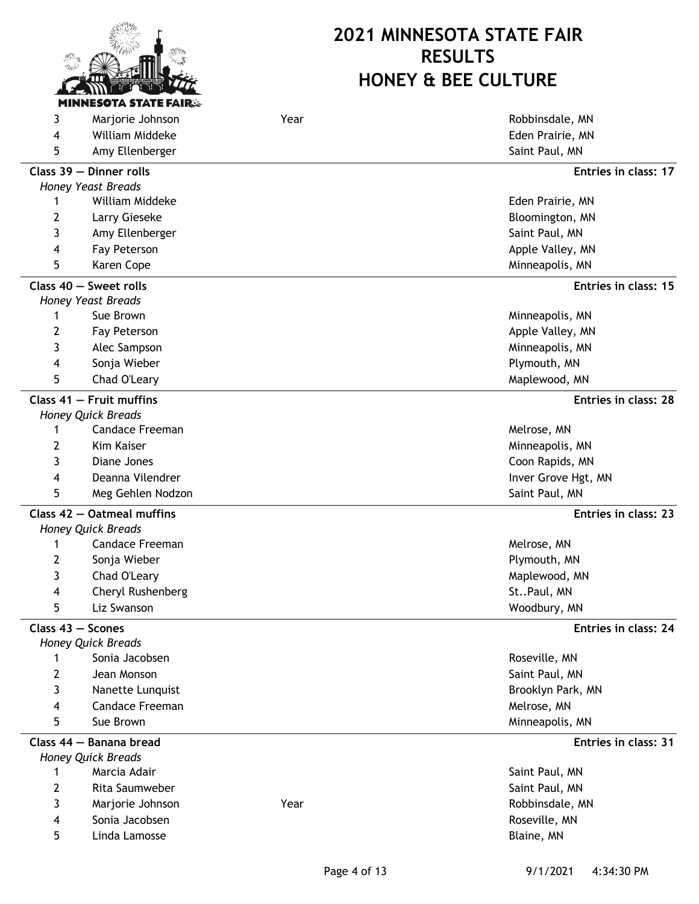# 2021 MINNESOTA STATE FAIR RESULTS
# HONEY & BEE CULTURE

| Place | Name | | Location |
|---|---|---|---|
| 3 | Marjorie Johnson | Year | Robbinsdale, MN |
| 4 | William Middeke | | Eden Prairie, MN |
| 5 | Amy Ellenberger | | Saint Paul, MN |

**Class 39 — Dinner rolls** — **Entries in class: 17**

*Honey Yeast Breads*

| Place | Name | | Location |
|---|---|---|---|
| 1 | William Middeke | | Eden Prairie, MN |
| 2 | Larry Gieseke | | Bloomington, MN |
| 3 | Amy Ellenberger | | Saint Paul, MN |
| 4 | Fay Peterson | | Apple Valley, MN |
| 5 | Karen Cope | | Minneapolis, MN |

**Class 40 — Sweet rolls** — **Entries in class: 15**

*Honey Yeast Breads*

| Place | Name | | Location |
|---|---|---|---|
| 1 | Sue Brown | | Minneapolis, MN |
| 2 | Fay Peterson | | Apple Valley, MN |
| 3 | Alec Sampson | | Minneapolis, MN |
| 4 | Sonja Wieber | | Plymouth, MN |
| 5 | Chad O'Leary | | Maplewood, MN |

**Class 41 — Fruit muffins** — **Entries in class: 28**

*Honey Quick Breads*

| Place | Name | | Location |
|---|---|---|---|
| 1 | Candace Freeman | | Melrose, MN |
| 2 | Kim Kaiser | | Minneapolis, MN |
| 3 | Diane Jones | | Coon Rapids, MN |
| 4 | Deanna Vilendrer | | Inver Grove Hgt, MN |
| 5 | Meg Gehlen Nodzon | | Saint Paul, MN |

**Class 42 — Oatmeal muffins** — **Entries in class: 23**

*Honey Quick Breads*

| Place | Name | | Location |
|---|---|---|---|
| 1 | Candace Freeman | | Melrose, MN |
| 2 | Sonja Wieber | | Plymouth, MN |
| 3 | Chad O'Leary | | Maplewood, MN |
| 4 | Cheryl Rushenberg | | St..Paul, MN |
| 5 | Liz Swanson | | Woodbury, MN |

**Class 43 — Scones** — **Entries in class: 24**

*Honey Quick Breads*

| Place | Name | | Location |
|---|---|---|---|
| 1 | Sonia Jacobsen | | Roseville, MN |
| 2 | Jean Monson | | Saint Paul, MN |
| 3 | Nanette Lunquist | | Brooklyn Park, MN |
| 4 | Candace Freeman | | Melrose, MN |
| 5 | Sue Brown | | Minneapolis, MN |

**Class 44 — Banana bread** — **Entries in class: 31**

*Honey Quick Breads*

| Place | Name | | Location |
|---|---|---|---|
| 1 | Marcia Adair | | Saint Paul, MN |
| 2 | Rita Saumweber | | Saint Paul, MN |
| 3 | Marjorie Johnson | Year | Robbinsdale, MN |
| 4 | Sonia Jacobsen | | Roseville, MN |
| 5 | Linda Lamosse | | Blaine, MN |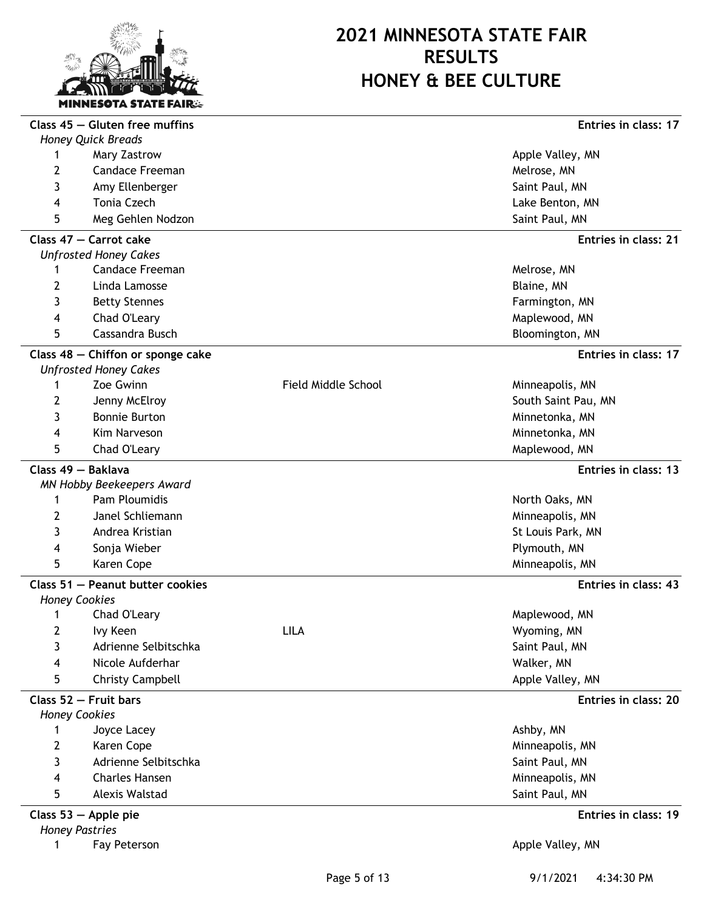# 2021 MINNESOTA STATE FAIR RESULTS HONEY & BEE CULTURE

## Class 45 — Gluten free muffins

**Entries in class: 17**

*Honey Quick Breads*

| Place | Name | Affiliation | City |
|---|---|---|---|
| 1 | Mary Zastrow | | Apple Valley, MN |
| 2 | Candace Freeman | | Melrose, MN |
| 3 | Amy Ellenberger | | Saint Paul, MN |
| 4 | Tonia Czech | | Lake Benton, MN |
| 5 | Meg Gehlen Nodzon | | Saint Paul, MN |

## Class 47 — Carrot cake

**Entries in class: 21**

*Unfrosted Honey Cakes*

| Place | Name | Affiliation | City |
|---|---|---|---|
| 1 | Candace Freeman | | Melrose, MN |
| 2 | Linda Lamosse | | Blaine, MN |
| 3 | Betty Stennes | | Farmington, MN |
| 4 | Chad O'Leary | | Maplewood, MN |
| 5 | Cassandra Busch | | Bloomington, MN |

## Class 48 — Chiffon or sponge cake

**Entries in class: 17**

*Unfrosted Honey Cakes*

| Place | Name | Affiliation | City |
|---|---|---|---|
| 1 | Zoe Gwinn | Field Middle School | Minneapolis, MN |
| 2 | Jenny McElroy | | South Saint Pau, MN |
| 3 | Bonnie Burton | | Minnetonka, MN |
| 4 | Kim Narveson | | Minnetonka, MN |
| 5 | Chad O'Leary | | Maplewood, MN |

## Class 49 — Baklava

**Entries in class: 13**

*MN Hobby Beekeepers Award*

| Place | Name | Affiliation | City |
|---|---|---|---|
| 1 | Pam Ploumidis | | North Oaks, MN |
| 2 | Janel Schliemann | | Minneapolis, MN |
| 3 | Andrea Kristian | | St Louis Park, MN |
| 4 | Sonja Wieber | | Plymouth, MN |
| 5 | Karen Cope | | Minneapolis, MN |

## Class 51 — Peanut butter cookies

**Entries in class: 43**

*Honey Cookies*

| Place | Name | Affiliation | City |
|---|---|---|---|
| 1 | Chad O'Leary | | Maplewood, MN |
| 2 | Ivy Keen | LILA | Wyoming, MN |
| 3 | Adrienne Selbitschka | | Saint Paul, MN |
| 4 | Nicole Aufderhar | | Walker, MN |
| 5 | Christy Campbell | | Apple Valley, MN |

## Class 52 — Fruit bars

**Entries in class: 20**

*Honey Cookies*

| Place | Name | Affiliation | City |
|---|---|---|---|
| 1 | Joyce Lacey | | Ashby, MN |
| 2 | Karen Cope | | Minneapolis, MN |
| 3 | Adrienne Selbitschka | | Saint Paul, MN |
| 4 | Charles Hansen | | Minneapolis, MN |
| 5 | Alexis Walstad | | Saint Paul, MN |

## Class 53 — Apple pie

**Entries in class: 19**

*Honey Pastries*

| Place | Name | Affiliation | City |
|---|---|---|---|
| 1 | Fay Peterson | | Apple Valley, MN |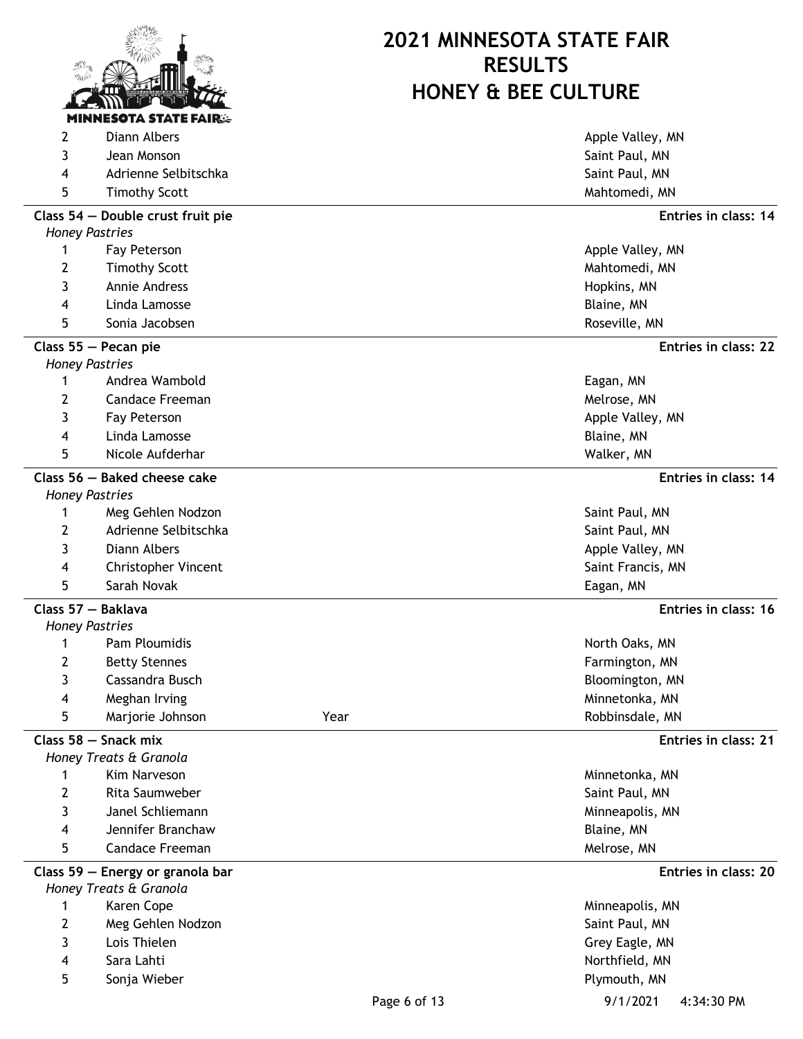| | | | |
|---|---|---|---|
| 2 | Diann Albers | | Apple Valley, MN |
| 3 | Jean Monson | | Saint Paul, MN |
| 4 | Adrienne Selbitschka | | Saint Paul, MN |
| 5 | Timothy Scott | | Mahtomedi, MN |

**Class 54 — Double crust fruit pie** — **Entries in class: 14**

*Honey Pastries*

| | | | |
|---|---|---|---|
| 1 | Fay Peterson | | Apple Valley, MN |
| 2 | Timothy Scott | | Mahtomedi, MN |
| 3 | Annie Andress | | Hopkins, MN |
| 4 | Linda Lamosse | | Blaine, MN |
| 5 | Sonia Jacobsen | | Roseville, MN |

**Class 55 — Pecan pie** — **Entries in class: 22**

*Honey Pastries*

| | | | |
|---|---|---|---|
| 1 | Andrea Wambold | | Eagan, MN |
| 2 | Candace Freeman | | Melrose, MN |
| 3 | Fay Peterson | | Apple Valley, MN |
| 4 | Linda Lamosse | | Blaine, MN |
| 5 | Nicole Aufderhar | | Walker, MN |

**Class 56 — Baked cheese cake** — **Entries in class: 14**

*Honey Pastries*

| | | | |
|---|---|---|---|
| 1 | Meg Gehlen Nodzon | | Saint Paul, MN |
| 2 | Adrienne Selbitschka | | Saint Paul, MN |
| 3 | Diann Albers | | Apple Valley, MN |
| 4 | Christopher Vincent | | Saint Francis, MN |
| 5 | Sarah Novak | | Eagan, MN |

**Class 57 — Baklava** — **Entries in class: 16**

*Honey Pastries*

| | | | |
|---|---|---|---|
| 1 | Pam Ploumidis | | North Oaks, MN |
| 2 | Betty Stennes | | Farmington, MN |
| 3 | Cassandra Busch | | Bloomington, MN |
| 4 | Meghan Irving | | Minnetonka, MN |
| 5 | Marjorie Johnson | Year | Robbinsdale, MN |

**Class 58 — Snack mix** — **Entries in class: 21**

*Honey Treats & Granola*

| | | | |
|---|---|---|---|
| 1 | Kim Narveson | | Minnetonka, MN |
| 2 | Rita Saumweber | | Saint Paul, MN |
| 3 | Janel Schliemann | | Minneapolis, MN |
| 4 | Jennifer Branchaw | | Blaine, MN |
| 5 | Candace Freeman | | Melrose, MN |

**Class 59 — Energy or granola bar** — **Entries in class: 20**

*Honey Treats & Granola*

| | | | |
|---|---|---|---|
| 1 | Karen Cope | | Minneapolis, MN |
| 2 | Meg Gehlen Nodzon | | Saint Paul, MN |
| 3 | Lois Thielen | | Grey Eagle, MN |
| 4 | Sara Lahti | | Northfield, MN |
| 5 | Sonja Wieber | | Plymouth, MN |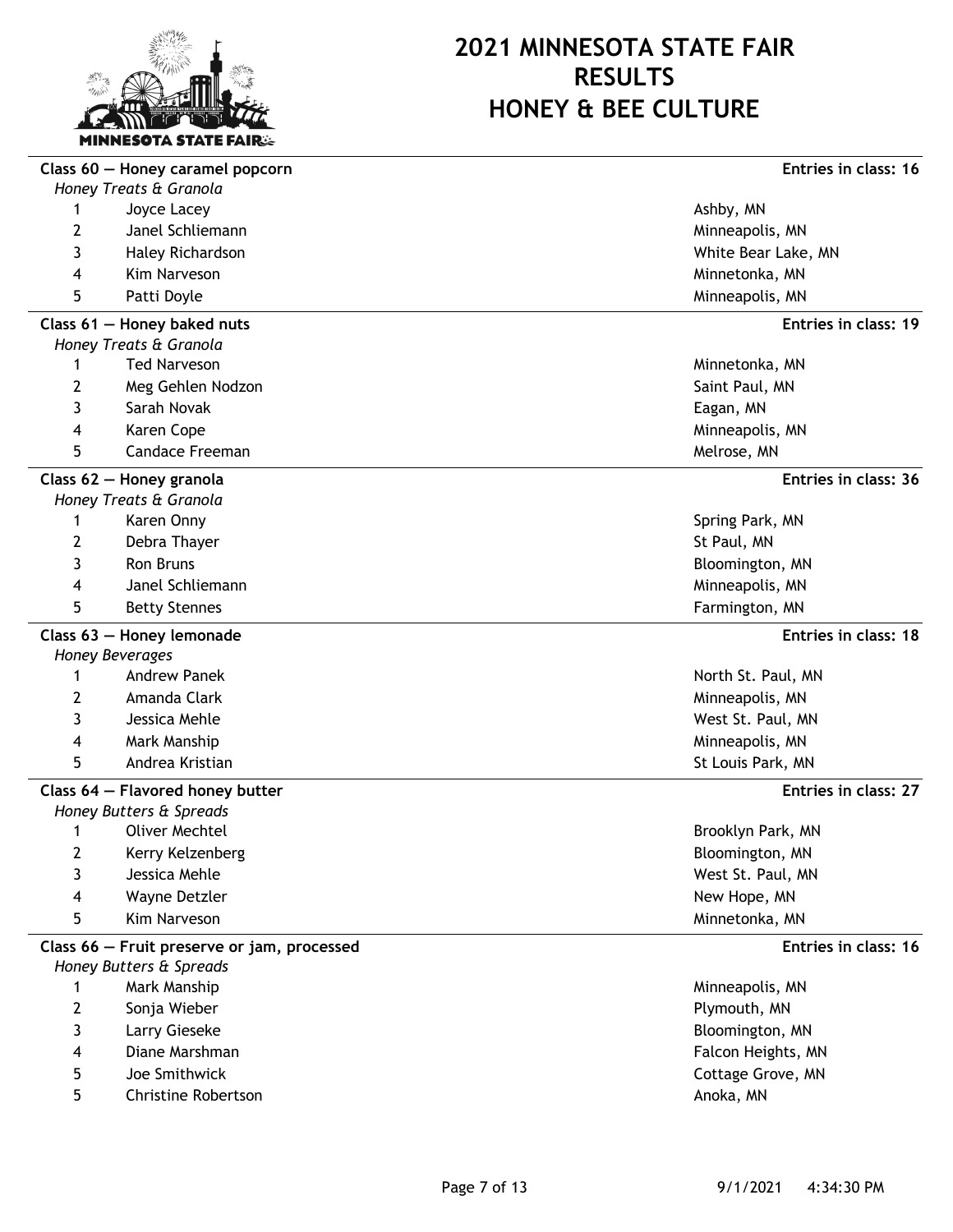# 2021 MINNESOTA STATE FAIR RESULTS
# HONEY & BEE CULTURE

## Class 60 — Honey caramel popcorn

**Entries in class: 16**

*Honey Treats & Granola*

| Place | Name | Location |
|---|---|---|
| 1 | Joyce Lacey | Ashby, MN |
| 2 | Janel Schliemann | Minneapolis, MN |
| 3 | Haley Richardson | White Bear Lake, MN |
| 4 | Kim Narveson | Minnetonka, MN |
| 5 | Patti Doyle | Minneapolis, MN |

## Class 61 — Honey baked nuts

**Entries in class: 19**

*Honey Treats & Granola*

| Place | Name | Location |
|---|---|---|
| 1 | Ted Narveson | Minnetonka, MN |
| 2 | Meg Gehlen Nodzon | Saint Paul, MN |
| 3 | Sarah Novak | Eagan, MN |
| 4 | Karen Cope | Minneapolis, MN |
| 5 | Candace Freeman | Melrose, MN |

## Class 62 — Honey granola

**Entries in class: 36**

*Honey Treats & Granola*

| Place | Name | Location |
|---|---|---|
| 1 | Karen Onny | Spring Park, MN |
| 2 | Debra Thayer | St Paul, MN |
| 3 | Ron Bruns | Bloomington, MN |
| 4 | Janel Schliemann | Minneapolis, MN |
| 5 | Betty Stennes | Farmington, MN |

## Class 63 — Honey lemonade

**Entries in class: 18**

*Honey Beverages*

| Place | Name | Location |
|---|---|---|
| 1 | Andrew Panek | North St. Paul, MN |
| 2 | Amanda Clark | Minneapolis, MN |
| 3 | Jessica Mehle | West St. Paul, MN |
| 4 | Mark Manship | Minneapolis, MN |
| 5 | Andrea Kristian | St Louis Park, MN |

## Class 64 — Flavored honey butter

**Entries in class: 27**

*Honey Butters & Spreads*

| Place | Name | Location |
|---|---|---|
| 1 | Oliver Mechtel | Brooklyn Park, MN |
| 2 | Kerry Kelzenberg | Bloomington, MN |
| 3 | Jessica Mehle | West St. Paul, MN |
| 4 | Wayne Detzler | New Hope, MN |
| 5 | Kim Narveson | Minnetonka, MN |

## Class 66 — Fruit preserve or jam, processed

**Entries in class: 16**

*Honey Butters & Spreads*

| Place | Name | Location |
|---|---|---|
| 1 | Mark Manship | Minneapolis, MN |
| 2 | Sonja Wieber | Plymouth, MN |
| 3 | Larry Gieseke | Bloomington, MN |
| 4 | Diane Marshman | Falcon Heights, MN |
| 5 | Joe Smithwick | Cottage Grove, MN |
| 5 | Christine Robertson | Anoka, MN |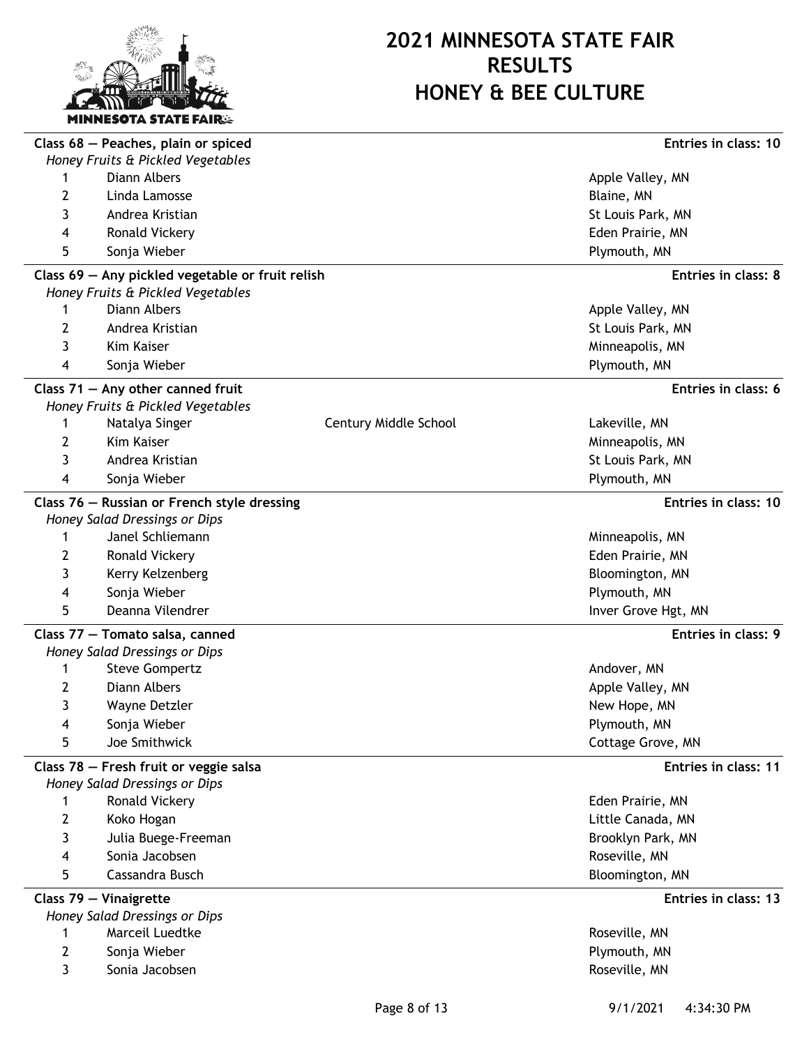# 2021 MINNESOTA STATE FAIR RESULTS
# HONEY & BEE CULTURE

## Class 68 — Peaches, plain or spiced

**Entries in class: 10**

*Honey Fruits & Pickled Vegetables*

| Place | Name | School | Location |
|---|---|---|---|
| 1 | Diann Albers | | Apple Valley, MN |
| 2 | Linda Lamosse | | Blaine, MN |
| 3 | Andrea Kristian | | St Louis Park, MN |
| 4 | Ronald Vickery | | Eden Prairie, MN |
| 5 | Sonja Wieber | | Plymouth, MN |

## Class 69 — Any pickled vegetable or fruit relish

**Entries in class: 8**

*Honey Fruits & Pickled Vegetables*

| Place | Name | School | Location |
|---|---|---|---|
| 1 | Diann Albers | | Apple Valley, MN |
| 2 | Andrea Kristian | | St Louis Park, MN |
| 3 | Kim Kaiser | | Minneapolis, MN |
| 4 | Sonja Wieber | | Plymouth, MN |

## Class 71 — Any other canned fruit

**Entries in class: 6**

*Honey Fruits & Pickled Vegetables*

| Place | Name | School | Location |
|---|---|---|---|
| 1 | Natalya Singer | Century Middle School | Lakeville, MN |
| 2 | Kim Kaiser | | Minneapolis, MN |
| 3 | Andrea Kristian | | St Louis Park, MN |
| 4 | Sonja Wieber | | Plymouth, MN |

## Class 76 — Russian or French style dressing

**Entries in class: 10**

*Honey Salad Dressings or Dips*

| Place | Name | School | Location |
|---|---|---|---|
| 1 | Janel Schliemann | | Minneapolis, MN |
| 2 | Ronald Vickery | | Eden Prairie, MN |
| 3 | Kerry Kelzenberg | | Bloomington, MN |
| 4 | Sonja Wieber | | Plymouth, MN |
| 5 | Deanna Vilendrer | | Inver Grove Hgt, MN |

## Class 77 — Tomato salsa, canned

**Entries in class: 9**

*Honey Salad Dressings or Dips*

| Place | Name | School | Location |
|---|---|---|---|
| 1 | Steve Gompertz | | Andover, MN |
| 2 | Diann Albers | | Apple Valley, MN |
| 3 | Wayne Detzler | | New Hope, MN |
| 4 | Sonja Wieber | | Plymouth, MN |
| 5 | Joe Smithwick | | Cottage Grove, MN |

## Class 78 — Fresh fruit or veggie salsa

**Entries in class: 11**

*Honey Salad Dressings or Dips*

| Place | Name | School | Location |
|---|---|---|---|
| 1 | Ronald Vickery | | Eden Prairie, MN |
| 2 | Koko Hogan | | Little Canada, MN |
| 3 | Julia Buege-Freeman | | Brooklyn Park, MN |
| 4 | Sonia Jacobsen | | Roseville, MN |
| 5 | Cassandra Busch | | Bloomington, MN |

## Class 79 — Vinaigrette

**Entries in class: 13**

*Honey Salad Dressings or Dips*

| Place | Name | School | Location |
|---|---|---|---|
| 1 | Marceil Luedtke | | Roseville, MN |
| 2 | Sonja Wieber | | Plymouth, MN |
| 3 | Sonia Jacobsen | | Roseville, MN |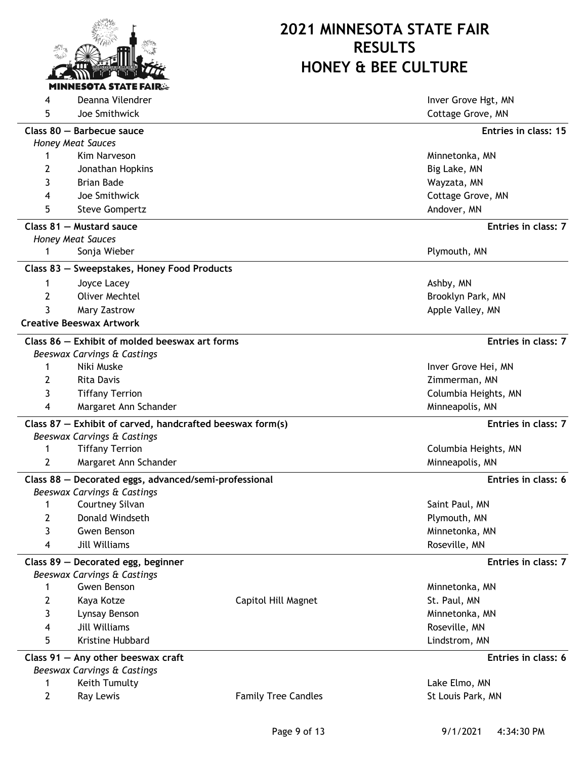# 2021 MINNESOTA STATE FAIR RESULTS
# HONEY & BEE CULTURE

| Place | Name | | Location |
|---|---|---|---|
| 4 | Deanna Vilendrer | | Inver Grove Hgt, MN |
| 5 | Joe Smithwick | | Cottage Grove, MN |

**Class 80 — Barbecue sauce** — **Entries in class: 15**

*Honey Meat Sauces*

| Place | Name | | Location |
|---|---|---|---|
| 1 | Kim Narveson | | Minnetonka, MN |
| 2 | Jonathan Hopkins | | Big Lake, MN |
| 3 | Brian Bade | | Wayzata, MN |
| 4 | Joe Smithwick | | Cottage Grove, MN |
| 5 | Steve Gompertz | | Andover, MN |

**Class 81 — Mustard sauce** — **Entries in class: 7**

*Honey Meat Sauces*

| Place | Name | | Location |
|---|---|---|---|
| 1 | Sonja Wieber | | Plymouth, MN |

**Class 83 — Sweepstakes, Honey Food Products**

| Place | Name | | Location |
|---|---|---|---|
| 1 | Joyce Lacey | | Ashby, MN |
| 2 | Oliver Mechtel | | Brooklyn Park, MN |
| 3 | Mary Zastrow | | Apple Valley, MN |

## Creative Beeswax Artwork

**Class 86 — Exhibit of molded beeswax art forms** — **Entries in class: 7**

*Beeswax Carvings & Castings*

| Place | Name | | Location |
|---|---|---|---|
| 1 | Niki Muske | | Inver Grove Hei, MN |
| 2 | Rita Davis | | Zimmerman, MN |
| 3 | Tiffany Terrion | | Columbia Heights, MN |
| 4 | Margaret Ann Schander | | Minneapolis, MN |

**Class 87 — Exhibit of carved, handcrafted beeswax form(s)** — **Entries in class: 7**

*Beeswax Carvings & Castings*

| Place | Name | | Location |
|---|---|---|---|
| 1 | Tiffany Terrion | | Columbia Heights, MN |
| 2 | Margaret Ann Schander | | Minneapolis, MN |

**Class 88 — Decorated eggs, advanced/semi-professional** — **Entries in class: 6**

*Beeswax Carvings & Castings*

| Place | Name | | Location |
|---|---|---|---|
| 1 | Courtney Silvan | | Saint Paul, MN |
| 2 | Donald Windseth | | Plymouth, MN |
| 3 | Gwen Benson | | Minnetonka, MN |
| 4 | Jill Williams | | Roseville, MN |

**Class 89 — Decorated egg, beginner** — **Entries in class: 7**

*Beeswax Carvings & Castings*

| Place | Name | | Location |
|---|---|---|---|
| 1 | Gwen Benson | | Minnetonka, MN |
| 2 | Kaya Kotze | Capitol Hill Magnet | St. Paul, MN |
| 3 | Lynsay Benson | | Minnetonka, MN |
| 4 | Jill Williams | | Roseville, MN |
| 5 | Kristine Hubbard | | Lindstrom, MN |

**Class 91 — Any other beeswax craft** — **Entries in class: 6**

*Beeswax Carvings & Castings*

| Place | Name | | Location |
|---|---|---|---|
| 1 | Keith Tumulty | | Lake Elmo, MN |
| 2 | Ray Lewis | Family Tree Candles | St Louis Park, MN |

9/1/2021 4:34:30 PM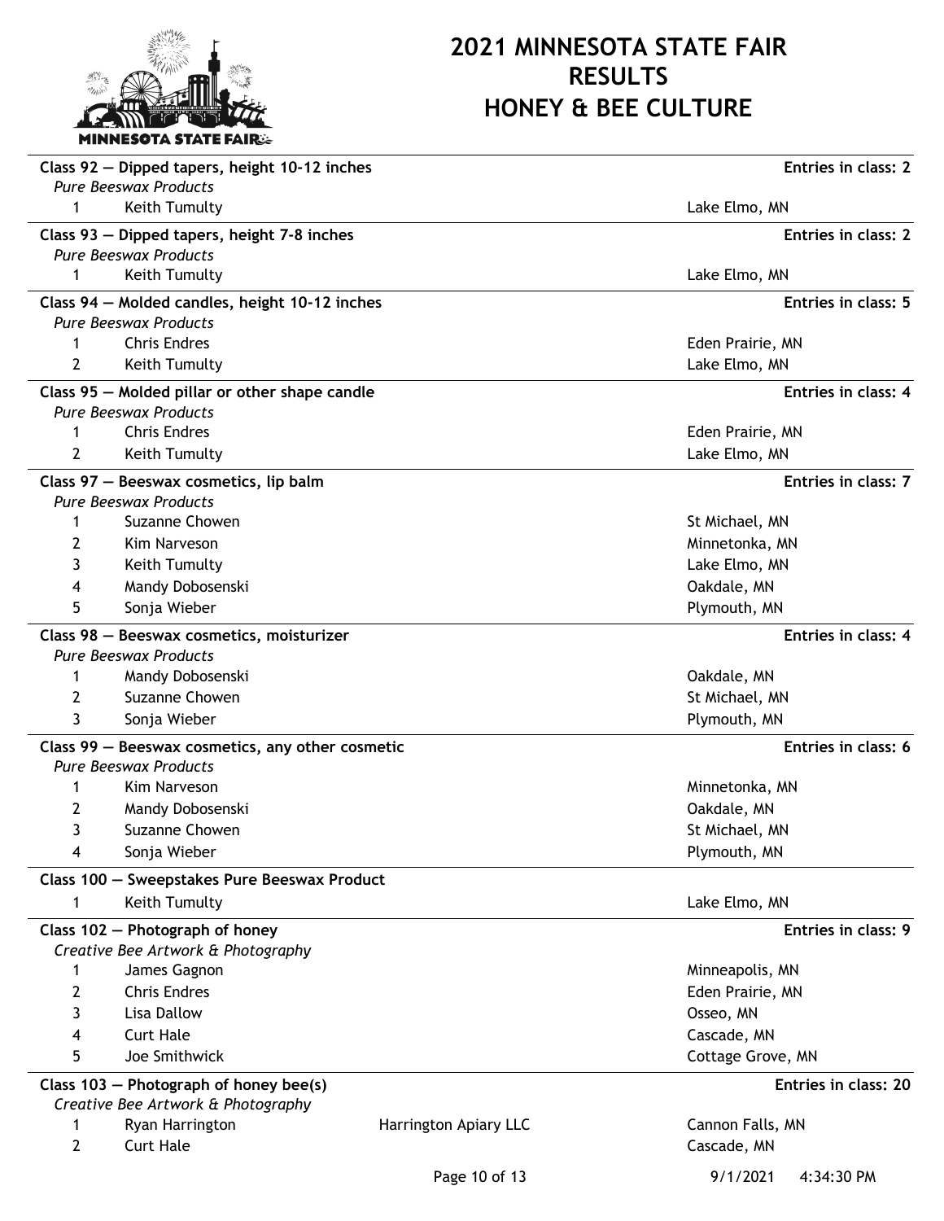# 2021 MINNESOTA STATE FAIR RESULTS HONEY & BEE CULTURE

**Class 92 — Dipped tapers, height 10-12 inches** — **Entries in class: 2**

*Pure Beeswax Products*

| Place | Name | Business | Location |
|---|---|---|---|
| 1 | Keith Tumulty | | Lake Elmo, MN |

**Class 93 — Dipped tapers, height 7-8 inches** — **Entries in class: 2**

*Pure Beeswax Products*

| Place | Name | Business | Location |
|---|---|---|---|
| 1 | Keith Tumulty | | Lake Elmo, MN |

**Class 94 — Molded candles, height 10-12 inches** — **Entries in class: 5**

*Pure Beeswax Products*

| Place | Name | Business | Location |
|---|---|---|---|
| 1 | Chris Endres | | Eden Prairie, MN |
| 2 | Keith Tumulty | | Lake Elmo, MN |

**Class 95 — Molded pillar or other shape candle** — **Entries in class: 4**

*Pure Beeswax Products*

| Place | Name | Business | Location |
|---|---|---|---|
| 1 | Chris Endres | | Eden Prairie, MN |
| 2 | Keith Tumulty | | Lake Elmo, MN |

**Class 97 — Beeswax cosmetics, lip balm** — **Entries in class: 7**

*Pure Beeswax Products*

| Place | Name | Business | Location |
|---|---|---|---|
| 1 | Suzanne Chowen | | St Michael, MN |
| 2 | Kim Narveson | | Minnetonka, MN |
| 3 | Keith Tumulty | | Lake Elmo, MN |
| 4 | Mandy Dobosenski | | Oakdale, MN |
| 5 | Sonja Wieber | | Plymouth, MN |

**Class 98 — Beeswax cosmetics, moisturizer** — **Entries in class: 4**

*Pure Beeswax Products*

| Place | Name | Business | Location |
|---|---|---|---|
| 1 | Mandy Dobosenski | | Oakdale, MN |
| 2 | Suzanne Chowen | | St Michael, MN |
| 3 | Sonja Wieber | | Plymouth, MN |

**Class 99 — Beeswax cosmetics, any other cosmetic** — **Entries in class: 6**

*Pure Beeswax Products*

| Place | Name | Business | Location |
|---|---|---|---|
| 1 | Kim Narveson | | Minnetonka, MN |
| 2 | Mandy Dobosenski | | Oakdale, MN |
| 3 | Suzanne Chowen | | St Michael, MN |
| 4 | Sonja Wieber | | Plymouth, MN |

**Class 100 — Sweepstakes Pure Beeswax Product**

| Place | Name | Business | Location |
|---|---|---|---|
| 1 | Keith Tumulty | | Lake Elmo, MN |

**Class 102 — Photograph of honey** — **Entries in class: 9**

*Creative Bee Artwork & Photography*

| Place | Name | Business | Location |
|---|---|---|---|
| 1 | James Gagnon | | Minneapolis, MN |
| 2 | Chris Endres | | Eden Prairie, MN |
| 3 | Lisa Dallow | | Osseo, MN |
| 4 | Curt Hale | | Cascade, MN |
| 5 | Joe Smithwick | | Cottage Grove, MN |

**Class 103 — Photograph of honey bee(s)** — **Entries in class: 20**

*Creative Bee Artwork & Photography*

| Place | Name | Business | Location |
|---|---|---|---|
| 1 | Ryan Harrington | Harrington Apiary LLC | Cannon Falls, MN |
| 2 | Curt Hale | | Cascade, MN |

9/1/2021 4:34:30 PM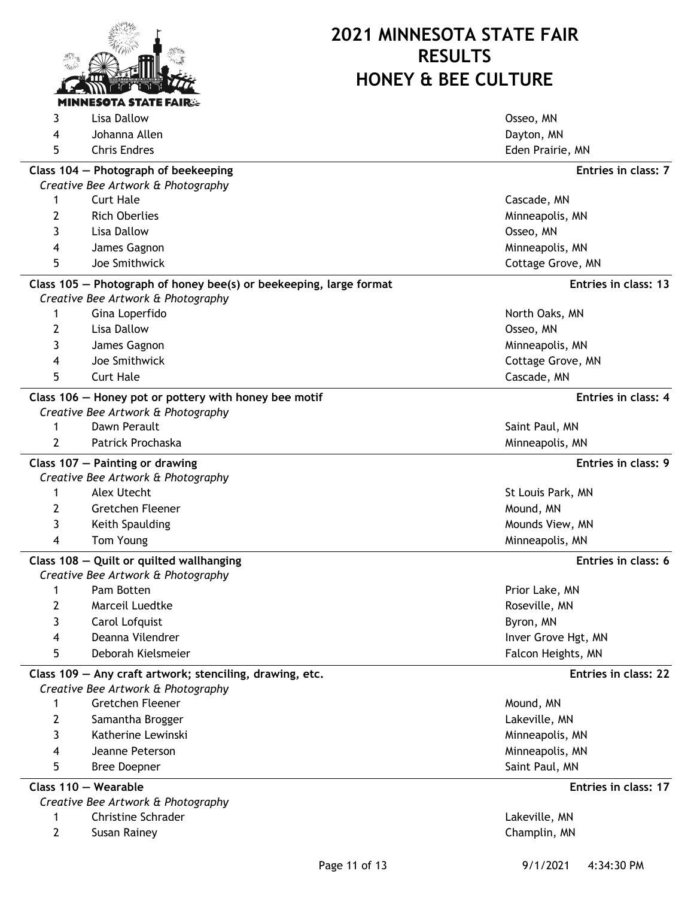# 2021 MINNESOTA STATE FAIR RESULTS
# HONEY & BEE CULTURE

| | | |
|---|---|---|
| 3 | Lisa Dallow | Osseo, MN |
| 4 | Johanna Allen | Dayton, MN |
| 5 | Chris Endres | Eden Prairie, MN |

**Class 104 — Photograph of beekeeping** — **Entries in class: 7**

*Creative Bee Artwork & Photography*

| | | |
|---|---|---|
| 1 | Curt Hale | Cascade, MN |
| 2 | Rich Oberlies | Minneapolis, MN |
| 3 | Lisa Dallow | Osseo, MN |
| 4 | James Gagnon | Minneapolis, MN |
| 5 | Joe Smithwick | Cottage Grove, MN |

**Class 105 — Photograph of honey bee(s) or beekeeping, large format** — **Entries in class: 13**

*Creative Bee Artwork & Photography*

| | | |
|---|---|---|
| 1 | Gina Loperfido | North Oaks, MN |
| 2 | Lisa Dallow | Osseo, MN |
| 3 | James Gagnon | Minneapolis, MN |
| 4 | Joe Smithwick | Cottage Grove, MN |
| 5 | Curt Hale | Cascade, MN |

**Class 106 — Honey pot or pottery with honey bee motif** — **Entries in class: 4**

*Creative Bee Artwork & Photography*

| | | |
|---|---|---|
| 1 | Dawn Perault | Saint Paul, MN |
| 2 | Patrick Prochaska | Minneapolis, MN |

**Class 107 — Painting or drawing** — **Entries in class: 9**

*Creative Bee Artwork & Photography*

| | | |
|---|---|---|
| 1 | Alex Utecht | St Louis Park, MN |
| 2 | Gretchen Fleener | Mound, MN |
| 3 | Keith Spaulding | Mounds View, MN |
| 4 | Tom Young | Minneapolis, MN |

**Class 108 — Quilt or quilted wallhanging** — **Entries in class: 6**

*Creative Bee Artwork & Photography*

| | | |
|---|---|---|
| 1 | Pam Botten | Prior Lake, MN |
| 2 | Marceil Luedtke | Roseville, MN |
| 3 | Carol Lofquist | Byron, MN |
| 4 | Deanna Vilendrer | Inver Grove Hgt, MN |
| 5 | Deborah Kielsmeier | Falcon Heights, MN |

**Class 109 — Any craft artwork; stenciling, drawing, etc.** — **Entries in class: 22**

*Creative Bee Artwork & Photography*

| | | |
|---|---|---|
| 1 | Gretchen Fleener | Mound, MN |
| 2 | Samantha Brogger | Lakeville, MN |
| 3 | Katherine Lewinski | Minneapolis, MN |
| 4 | Jeanne Peterson | Minneapolis, MN |
| 5 | Bree Doepner | Saint Paul, MN |

**Class 110 — Wearable** — **Entries in class: 17**

*Creative Bee Artwork & Photography*

| | | |
|---|---|---|
| 1 | Christine Schrader | Lakeville, MN |
| 2 | Susan Rainey | Champlin, MN |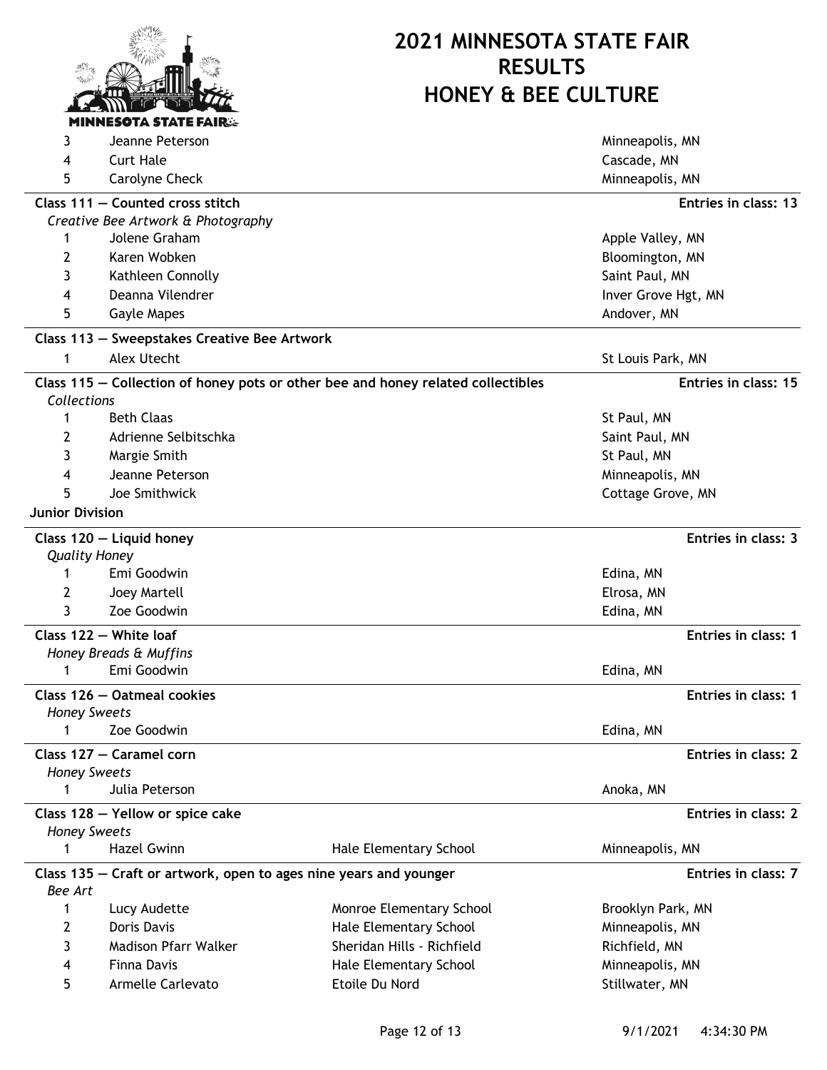| Place | Name | School | Location |
|---|---|---|---|
| 3 | Jeanne Peterson | | Minneapolis, MN |
| 4 | Curt Hale | | Cascade, MN |
| 5 | Carolyne Check | | Minneapolis, MN |

### Class 111 — Counted cross stitch

**Entries in class: 13**

*Creative Bee Artwork & Photography*

| Place | Name | School | Location |
|---|---|---|---|
| 1 | Jolene Graham | | Apple Valley, MN |
| 2 | Karen Wobken | | Bloomington, MN |
| 3 | Kathleen Connolly | | Saint Paul, MN |
| 4 | Deanna Vilendrer | | Inver Grove Hgt, MN |
| 5 | Gayle Mapes | | Andover, MN |

### Class 113 — Sweepstakes Creative Bee Artwork

| Place | Name | School | Location |
|---|---|---|---|
| 1 | Alex Utecht | | St Louis Park, MN |

### Class 115 — Collection of honey pots or other bee and honey related collectibles

**Entries in class: 15**

*Collections*

| Place | Name | School | Location |
|---|---|---|---|
| 1 | Beth Claas | | St Paul, MN |
| 2 | Adrienne Selbitschka | | Saint Paul, MN |
| 3 | Margie Smith | | St Paul, MN |
| 4 | Jeanne Peterson | | Minneapolis, MN |
| 5 | Joe Smithwick | | Cottage Grove, MN |

## Junior Division

### Class 120 — Liquid honey

**Entries in class: 3**

*Quality Honey*

| Place | Name | School | Location |
|---|---|---|---|
| 1 | Emi Goodwin | | Edina, MN |
| 2 | Joey Martell | | Elrosa, MN |
| 3 | Zoe Goodwin | | Edina, MN |

### Class 122 — White loaf

**Entries in class: 1**

*Honey Breads & Muffins*

| Place | Name | School | Location |
|---|---|---|---|
| 1 | Emi Goodwin | | Edina, MN |

### Class 126 — Oatmeal cookies

**Entries in class: 1**

*Honey Sweets*

| Place | Name | School | Location |
|---|---|---|---|
| 1 | Zoe Goodwin | | Edina, MN |

### Class 127 — Caramel corn

**Entries in class: 2**

*Honey Sweets*

| Place | Name | School | Location |
|---|---|---|---|
| 1 | Julia Peterson | | Anoka, MN |

### Class 128 — Yellow or spice cake

**Entries in class: 2**

*Honey Sweets*

| Place | Name | School | Location |
|---|---|---|---|
| 1 | Hazel Gwinn | Hale Elementary School | Minneapolis, MN |

### Class 135 — Craft or artwork, open to ages nine years and younger

**Entries in class: 7**

*Bee Art*

| Place | Name | School | Location |
|---|---|---|---|
| 1 | Lucy Audette | Monroe Elementary School | Brooklyn Park, MN |
| 2 | Doris Davis | Hale Elementary School | Minneapolis, MN |
| 3 | Madison Pfarr Walker | Sheridan Hills - Richfield | Richfield, MN |
| 4 | Finna Davis | Hale Elementary School | Minneapolis, MN |
| 5 | Armelle Carlevato | Etoile Du Nord | Stillwater, MN |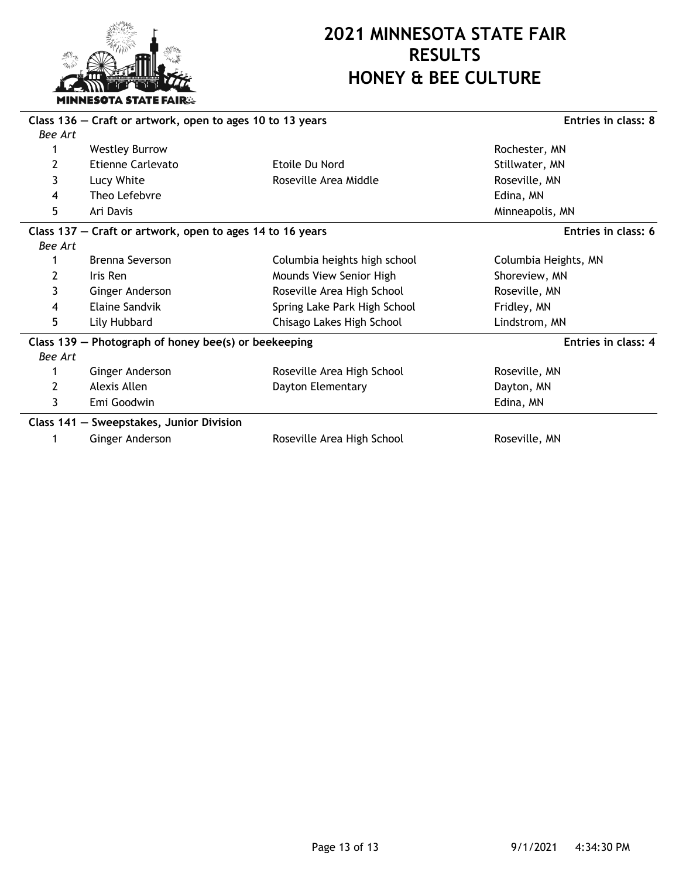# 2021 MINNESOTA STATE FAIR RESULTS HONEY & BEE CULTURE

**Class 136 — Craft or artwork, open to ages 10 to 13 years** — **Entries in class: 8**

*Bee Art*

| | | | |
|---|---|---|---|
| 1 | Westley Burrow | | Rochester, MN |
| 2 | Etienne Carlevato | Etoile Du Nord | Stillwater, MN |
| 3 | Lucy White | Roseville Area Middle | Roseville, MN |
| 4 | Theo Lefebvre | | Edina, MN |
| 5 | Ari Davis | | Minneapolis, MN |

**Class 137 — Craft or artwork, open to ages 14 to 16 years** — **Entries in class: 6**

*Bee Art*

| | | | |
|---|---|---|---|
| 1 | Brenna Severson | Columbia heights high school | Columbia Heights, MN |
| 2 | Iris Ren | Mounds View Senior High | Shoreview, MN |
| 3 | Ginger Anderson | Roseville Area High School | Roseville, MN |
| 4 | Elaine Sandvik | Spring Lake Park High School | Fridley, MN |
| 5 | Lily Hubbard | Chisago Lakes High School | Lindstrom, MN |

**Class 139 — Photograph of honey bee(s) or beekeeping** — **Entries in class: 4**

*Bee Art*

| | | | |
|---|---|---|---|
| 1 | Ginger Anderson | Roseville Area High School | Roseville, MN |
| 2 | Alexis Allen | Dayton Elementary | Dayton, MN |
| 3 | Emi Goodwin | | Edina, MN |

**Class 141 — Sweepstakes, Junior Division**

| | | | |
|---|---|---|---|
| 1 | Ginger Anderson | Roseville Area High School | Roseville, MN |